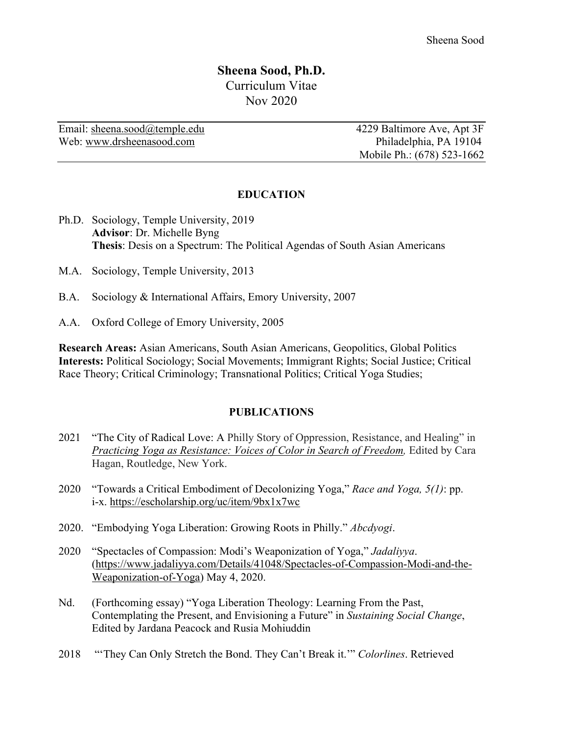# Sheena Sood, Ph.D.

Curriculum Vitae
Nov 2020

Email: sheena.sood@temple.edu
Web: www.drsheenasood.com

4229 Baltimore Ave, Apt 3F
Philadelphia, PA 19104
Mobile Ph.: (678) 523-1662

## EDUCATION

Ph.D. Sociology, Temple University, 2019
**Advisor**: Dr. Michelle Byng
**Thesis**: Desis on a Spectrum: The Political Agendas of South Asian Americans

M.A. Sociology, Temple University, 2013

B.A. Sociology & International Affairs, Emory University, 2007

A.A. Oxford College of Emory University, 2005

**Research Areas:** Asian Americans, South Asian Americans, Geopolitics, Global Politics
**Interests:** Political Sociology; Social Movements; Immigrant Rights; Social Justice; Critical Race Theory; Critical Criminology; Transnational Politics; Critical Yoga Studies;

## PUBLICATIONS

2021 "The City of Radical Love: A Philly Story of Oppression, Resistance, and Healing" in *Practicing Yoga as Resistance: Voices of Color in Search of Freedom,* Edited by Cara Hagan, Routledge, New York.

2020 "Towards a Critical Embodiment of Decolonizing Yoga," *Race and Yoga, 5(1)*: pp. i-x. https://escholarship.org/uc/item/9bx1x7wc

2020. "Embodying Yoga Liberation: Growing Roots in Philly." *Abcdyogi*.

2020 "Spectacles of Compassion: Modi's Weaponization of Yoga," *Jadaliyya*. (https://www.jadaliyya.com/Details/41048/Spectacles-of-Compassion-Modi-and-the-Weaponization-of-Yoga) May 4, 2020.

Nd. (Forthcoming essay) "Yoga Liberation Theology: Learning From the Past, Contemplating the Present, and Envisioning a Future" in *Sustaining Social Change*, Edited by Jardana Peacock and Rusia Mohiuddin

2018 "'They Can Only Stretch the Bond. They Can't Break it.'" *Colorlines*. Retrieved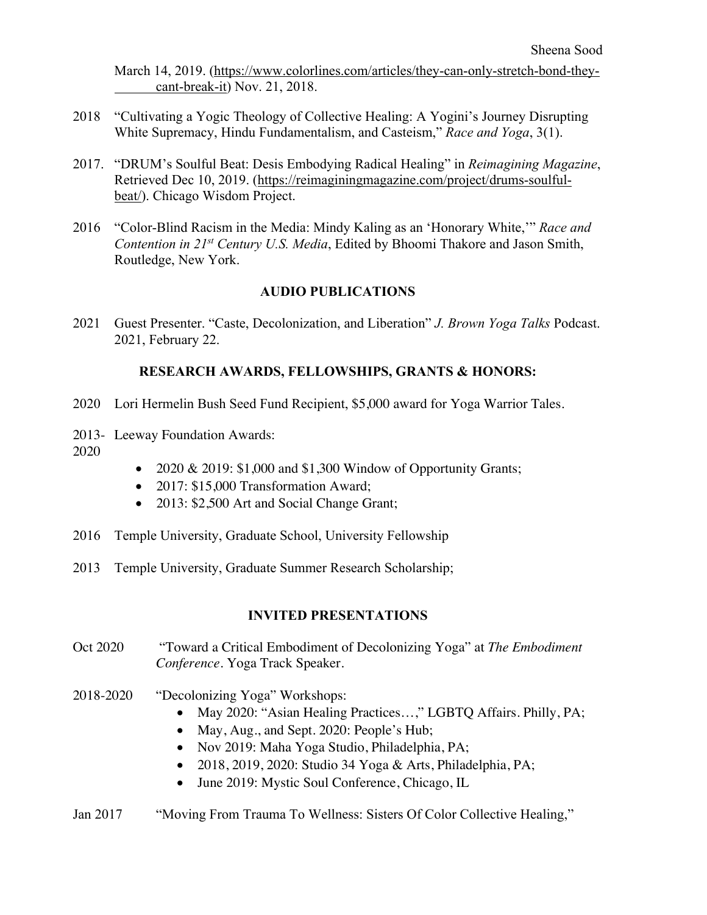March 14, 2019. (https://www.colorlines.com/articles/they-can-only-stretch-bond-they-cant-break-it) Nov. 21, 2018.

2018 "Cultivating a Yogic Theology of Collective Healing: A Yogini's Journey Disrupting White Supremacy, Hindu Fundamentalism, and Casteism," *Race and Yoga*, 3(1).

2017. "DRUM's Soulful Beat: Desis Embodying Radical Healing" in *Reimagining Magazine*, Retrieved Dec 10, 2019. (https://reimaginingmagazine.com/project/drums-soulful-beat/). Chicago Wisdom Project.

2016 "Color-Blind Racism in the Media: Mindy Kaling as an 'Honorary White,'" *Race and Contention in 21st Century U.S. Media*, Edited by Bhoomi Thakore and Jason Smith, Routledge, New York.

## AUDIO PUBLICATIONS

2021 Guest Presenter. "Caste, Decolonization, and Liberation" *J. Brown Yoga Talks* Podcast. 2021, February 22.

## RESEARCH AWARDS, FELLOWSHIPS, GRANTS & HONORS:

2020 Lori Hermelin Bush Seed Fund Recipient, $5,000 award for Yoga Warrior Tales.

2013-2020 Leeway Foundation Awards:

- 2020 & 2019: $1,000 and $1,300 Window of Opportunity Grants;
- 2017: $15,000 Transformation Award;
- 2013: $2,500 Art and Social Change Grant;

2016 Temple University, Graduate School, University Fellowship

2013 Temple University, Graduate Summer Research Scholarship;

## INVITED PRESENTATIONS

Oct 2020 "Toward a Critical Embodiment of Decolonizing Yoga" at *The Embodiment Conference*. Yoga Track Speaker.

2018-2020 "Decolonizing Yoga" Workshops:

- May 2020: "Asian Healing Practices…," LGBTQ Affairs. Philly, PA;
- May, Aug., and Sept. 2020: People's Hub;
- Nov 2019: Maha Yoga Studio, Philadelphia, PA;
- 2018, 2019, 2020: Studio 34 Yoga & Arts, Philadelphia, PA;
- June 2019: Mystic Soul Conference, Chicago, IL

Jan 2017 "Moving From Trauma To Wellness: Sisters Of Color Collective Healing,"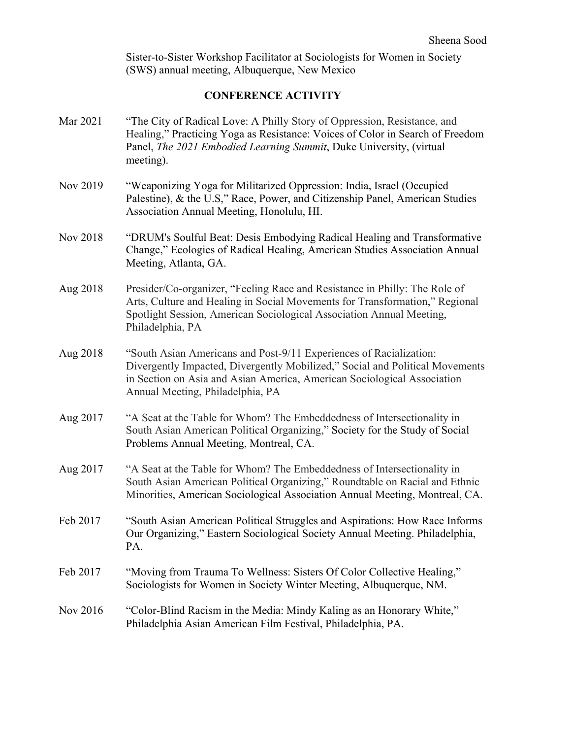Sister-to-Sister Workshop Facilitator at Sociologists for Women in Society (SWS) annual meeting, Albuquerque, New Mexico

## CONFERENCE ACTIVITY

Mar 2021 "The City of Radical Love: A Philly Story of Oppression, Resistance, and Healing," Practicing Yoga as Resistance: Voices of Color in Search of Freedom Panel, *The 2021 Embodied Learning Summit*, Duke University, (virtual meeting).

Nov 2019 "Weaponizing Yoga for Militarized Oppression: India, Israel (Occupied Palestine), & the U.S," Race, Power, and Citizenship Panel, American Studies Association Annual Meeting, Honolulu, HI.

Nov 2018 "DRUM's Soulful Beat: Desis Embodying Radical Healing and Transformative Change," Ecologies of Radical Healing, American Studies Association Annual Meeting, Atlanta, GA.

Aug 2018 Presider/Co-organizer, "Feeling Race and Resistance in Philly: The Role of Arts, Culture and Healing in Social Movements for Transformation," Regional Spotlight Session, American Sociological Association Annual Meeting, Philadelphia, PA

Aug 2018 "South Asian Americans and Post-9/11 Experiences of Racialization: Divergently Impacted, Divergently Mobilized," Social and Political Movements in Section on Asia and Asian America, American Sociological Association Annual Meeting, Philadelphia, PA

Aug 2017 "A Seat at the Table for Whom? The Embeddedness of Intersectionality in South Asian American Political Organizing," Society for the Study of Social Problems Annual Meeting, Montreal, CA.

Aug 2017 "A Seat at the Table for Whom? The Embeddedness of Intersectionality in South Asian American Political Organizing," Roundtable on Racial and Ethnic Minorities, American Sociological Association Annual Meeting, Montreal, CA.

Feb 2017 "South Asian American Political Struggles and Aspirations: How Race Informs Our Organizing," Eastern Sociological Society Annual Meeting. Philadelphia, PA.

Feb 2017 "Moving from Trauma To Wellness: Sisters Of Color Collective Healing," Sociologists for Women in Society Winter Meeting, Albuquerque, NM.

Nov 2016 "Color-Blind Racism in the Media: Mindy Kaling as an Honorary White," Philadelphia Asian American Film Festival, Philadelphia, PA.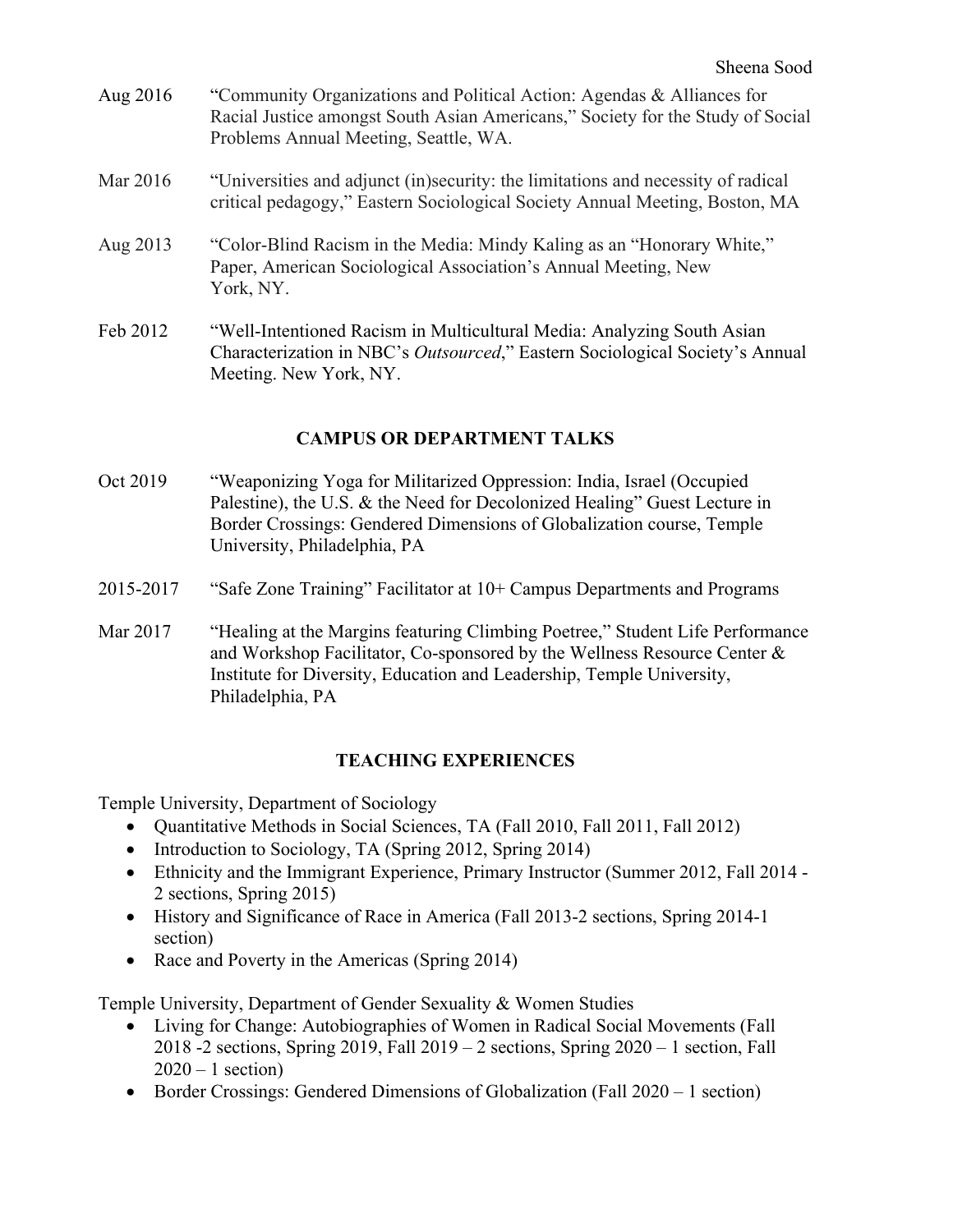Aug 2016 "Community Organizations and Political Action: Agendas & Alliances for Racial Justice amongst South Asian Americans," Society for the Study of Social Problems Annual Meeting, Seattle, WA.

Mar 2016 "Universities and adjunct (in)security: the limitations and necessity of radical critical pedagogy," Eastern Sociological Society Annual Meeting, Boston, MA

Aug 2013 "Color-Blind Racism in the Media: Mindy Kaling as an "Honorary White," Paper, American Sociological Association's Annual Meeting, New York, NY.

Feb 2012 "Well-Intentioned Racism in Multicultural Media: Analyzing South Asian Characterization in NBC's *Outsourced*," Eastern Sociological Society's Annual Meeting. New York, NY.

## CAMPUS OR DEPARTMENT TALKS

Oct 2019 "Weaponizing Yoga for Militarized Oppression: India, Israel (Occupied Palestine), the U.S. & the Need for Decolonized Healing" Guest Lecture in Border Crossings: Gendered Dimensions of Globalization course, Temple University, Philadelphia, PA

2015-2017 "Safe Zone Training" Facilitator at 10+ Campus Departments and Programs

Mar 2017 "Healing at the Margins featuring Climbing Poetree," Student Life Performance and Workshop Facilitator, Co-sponsored by the Wellness Resource Center & Institute for Diversity, Education and Leadership, Temple University, Philadelphia, PA

## TEACHING EXPERIENCES

Temple University, Department of Sociology

- Quantitative Methods in Social Sciences, TA (Fall 2010, Fall 2011, Fall 2012)
- Introduction to Sociology, TA (Spring 2012, Spring 2014)
- Ethnicity and the Immigrant Experience, Primary Instructor (Summer 2012, Fall 2014 - 2 sections, Spring 2015)
- History and Significance of Race in America (Fall 2013-2 sections, Spring 2014-1 section)
- Race and Poverty in the Americas (Spring 2014)

Temple University, Department of Gender Sexuality & Women Studies

- Living for Change: Autobiographies of Women in Radical Social Movements (Fall 2018 -2 sections, Spring 2019, Fall 2019 – 2 sections, Spring 2020 – 1 section, Fall 2020 – 1 section)
- Border Crossings: Gendered Dimensions of Globalization (Fall 2020 – 1 section)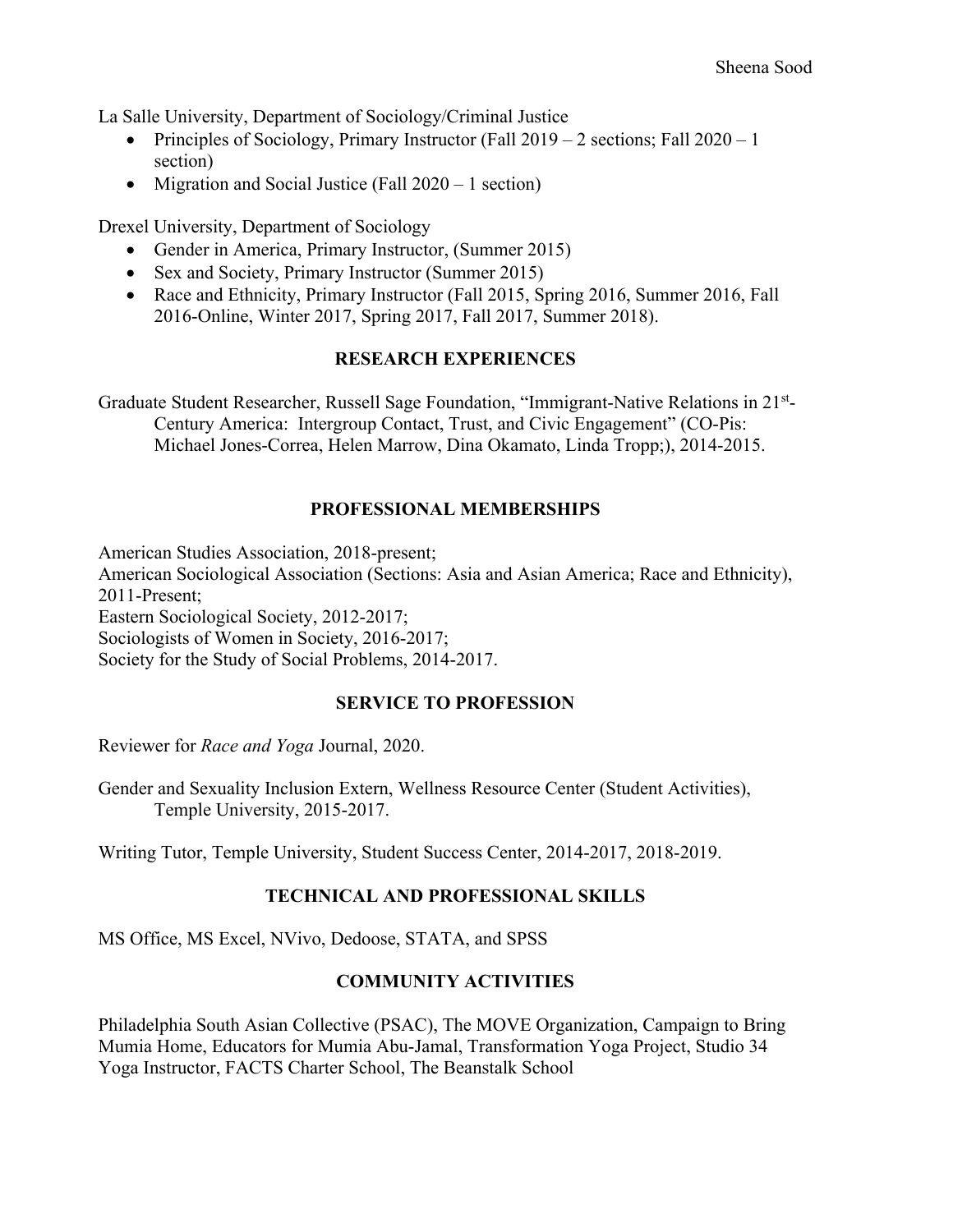La Salle University, Department of Sociology/Criminal Justice

- Principles of Sociology, Primary Instructor (Fall 2019 – 2 sections; Fall 2020 – 1 section)
- Migration and Social Justice (Fall 2020 – 1 section)

Drexel University, Department of Sociology

- Gender in America, Primary Instructor, (Summer 2015)
- Sex and Society, Primary Instructor (Summer 2015)
- Race and Ethnicity, Primary Instructor (Fall 2015, Spring 2016, Summer 2016, Fall 2016-Online, Winter 2017, Spring 2017, Fall 2017, Summer 2018).

## RESEARCH EXPERIENCES

Graduate Student Researcher, Russell Sage Foundation, "Immigrant-Native Relations in 21st-Century America: Intergroup Contact, Trust, and Civic Engagement" (CO-Pis: Michael Jones-Correa, Helen Marrow, Dina Okamato, Linda Tropp;), 2014-2015.

## PROFESSIONAL MEMBERSHIPS

American Studies Association, 2018-present;
American Sociological Association (Sections: Asia and Asian America; Race and Ethnicity), 2011-Present;
Eastern Sociological Society, 2012-2017;
Sociologists of Women in Society, 2016-2017;
Society for the Study of Social Problems, 2014-2017.

## SERVICE TO PROFESSION

Reviewer for *Race and Yoga* Journal, 2020.

Gender and Sexuality Inclusion Extern, Wellness Resource Center (Student Activities), Temple University, 2015-2017.

Writing Tutor, Temple University, Student Success Center, 2014-2017, 2018-2019.

## TECHNICAL AND PROFESSIONAL SKILLS

MS Office, MS Excel, NVivo, Dedoose, STATA, and SPSS

## COMMUNITY ACTIVITIES

Philadelphia South Asian Collective (PSAC), The MOVE Organization, Campaign to Bring Mumia Home, Educators for Mumia Abu-Jamal, Transformation Yoga Project, Studio 34 Yoga Instructor, FACTS Charter School, The Beanstalk School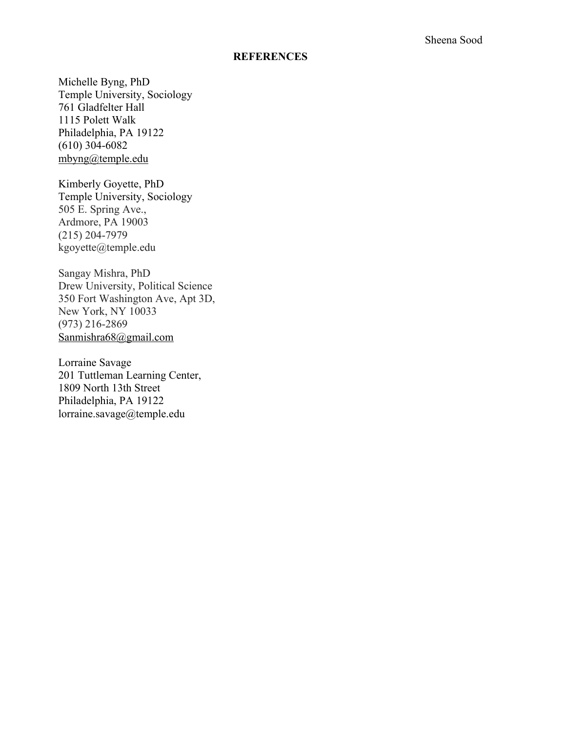## REFERENCES

Michelle Byng, PhD
Temple University, Sociology
761 Gladfelter Hall
1115 Polett Walk
Philadelphia, PA 19122
(610) 304-6082
mbyng@temple.edu

Kimberly Goyette, PhD
Temple University, Sociology
505 E. Spring Ave.,
Ardmore, PA 19003
(215) 204-7979
kgoyette@temple.edu

Sangay Mishra, PhD
Drew University, Political Science
350 Fort Washington Ave, Apt 3D,
New York, NY 10033
(973) 216-2869
Sanmishra68@gmail.com

Lorraine Savage
201 Tuttleman Learning Center,
1809 North 13th Street
Philadelphia, PA 19122
lorraine.savage@temple.edu